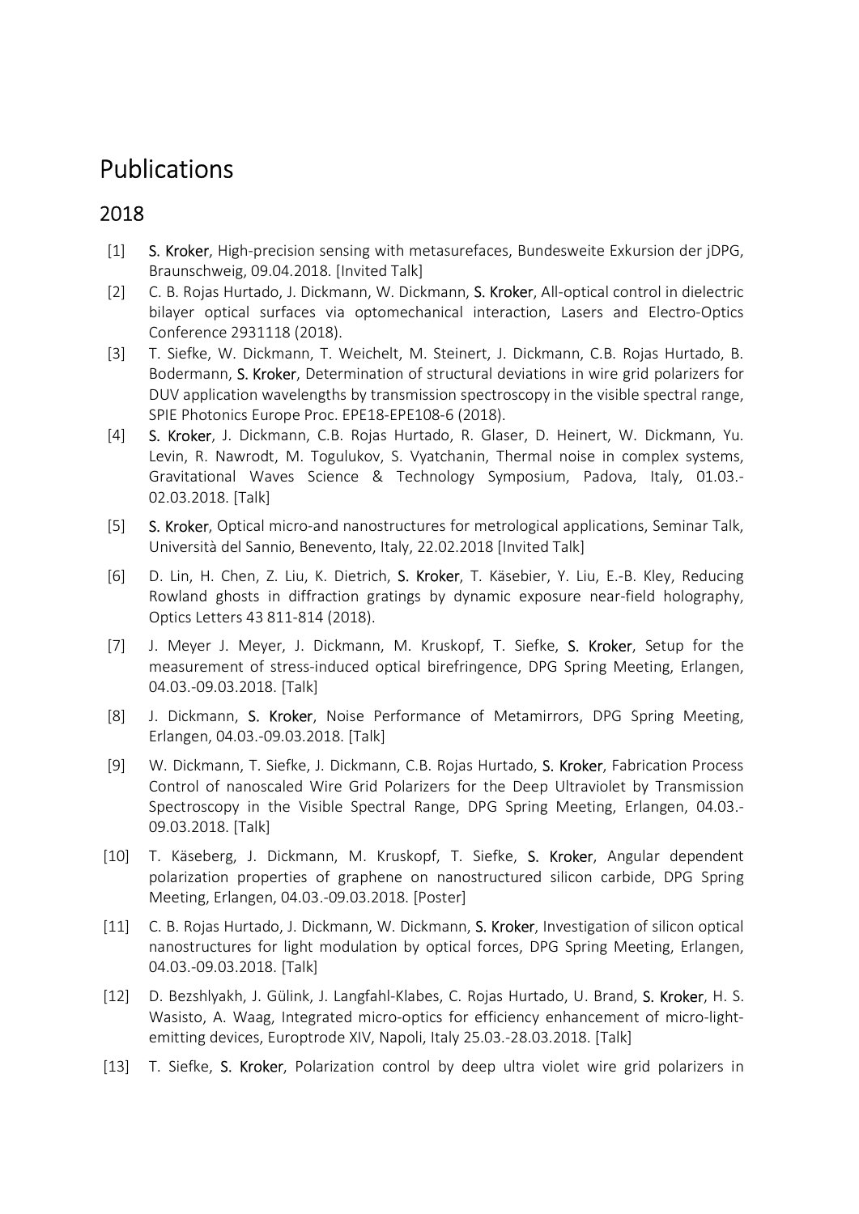# Publications

## 2018

[1] S. Kroker, High-precision sensing with metasurefaces, Bundesweite Exkursion der jDPG, Braunschweig, 09.04.2018. [Invited Talk]

[2] C. B. Rojas Hurtado, J. Dickmann, W. Dickmann, S. Kroker, All-optical control in dielectric bilayer optical surfaces via optomechanical interaction, Lasers and Electro-Optics Conference 2931118 (2018).

[3] T. Siefke, W. Dickmann, T. Weichelt, M. Steinert, J. Dickmann, C.B. Rojas Hurtado, B. Bodermann, S. Kroker, Determination of structural deviations in wire grid polarizers for DUV application wavelengths by transmission spectroscopy in the visible spectral range, SPIE Photonics Europe Proc. EPE18-EPE108-6 (2018).

[4] S. Kroker, J. Dickmann, C.B. Rojas Hurtado, R. Glaser, D. Heinert, W. Dickmann, Yu. Levin, R. Nawrodt, M. Togulukov, S. Vyatchanin, Thermal noise in complex systems, Gravitational Waves Science & Technology Symposium, Padova, Italy, 01.03.-02.03.2018. [Talk]

[5] S. Kroker, Optical micro-and nanostructures for metrological applications, Seminar Talk, Università del Sannio, Benevento, Italy, 22.02.2018 [Invited Talk]

[6] D. Lin, H. Chen, Z. Liu, K. Dietrich, S. Kroker, T. Käsebier, Y. Liu, E.-B. Kley, Reducing Rowland ghosts in diffraction gratings by dynamic exposure near-field holography, Optics Letters 43 811-814 (2018).

[7] J. Meyer J. Meyer, J. Dickmann, M. Kruskopf, T. Siefke, S. Kroker, Setup for the measurement of stress-induced optical birefringence, DPG Spring Meeting, Erlangen, 04.03.-09.03.2018. [Talk]

[8] J. Dickmann, S. Kroker, Noise Performance of Metamirrors, DPG Spring Meeting, Erlangen, 04.03.-09.03.2018. [Talk]

[9] W. Dickmann, T. Siefke, J. Dickmann, C.B. Rojas Hurtado, S. Kroker, Fabrication Process Control of nanoscaled Wire Grid Polarizers for the Deep Ultraviolet by Transmission Spectroscopy in the Visible Spectral Range, DPG Spring Meeting, Erlangen, 04.03.-09.03.2018. [Talk]

[10] T. Käseberg, J. Dickmann, M. Kruskopf, T. Siefke, S. Kroker, Angular dependent polarization properties of graphene on nanostructured silicon carbide, DPG Spring Meeting, Erlangen, 04.03.-09.03.2018. [Poster]

[11] C. B. Rojas Hurtado, J. Dickmann, W. Dickmann, S. Kroker, Investigation of silicon optical nanostructures for light modulation by optical forces, DPG Spring Meeting, Erlangen, 04.03.-09.03.2018. [Talk]

[12] D. Bezshlyakh, J. Gülink, J. Langfahl-Klabes, C. Rojas Hurtado, U. Brand, S. Kroker, H. S. Wasisto, A. Waag, Integrated micro-optics for efficiency enhancement of micro-light-emitting devices, Europtrode XIV, Napoli, Italy 25.03.-28.03.2018. [Talk]

[13] T. Siefke, S. Kroker, Polarization control by deep ultra violet wire grid polarizers in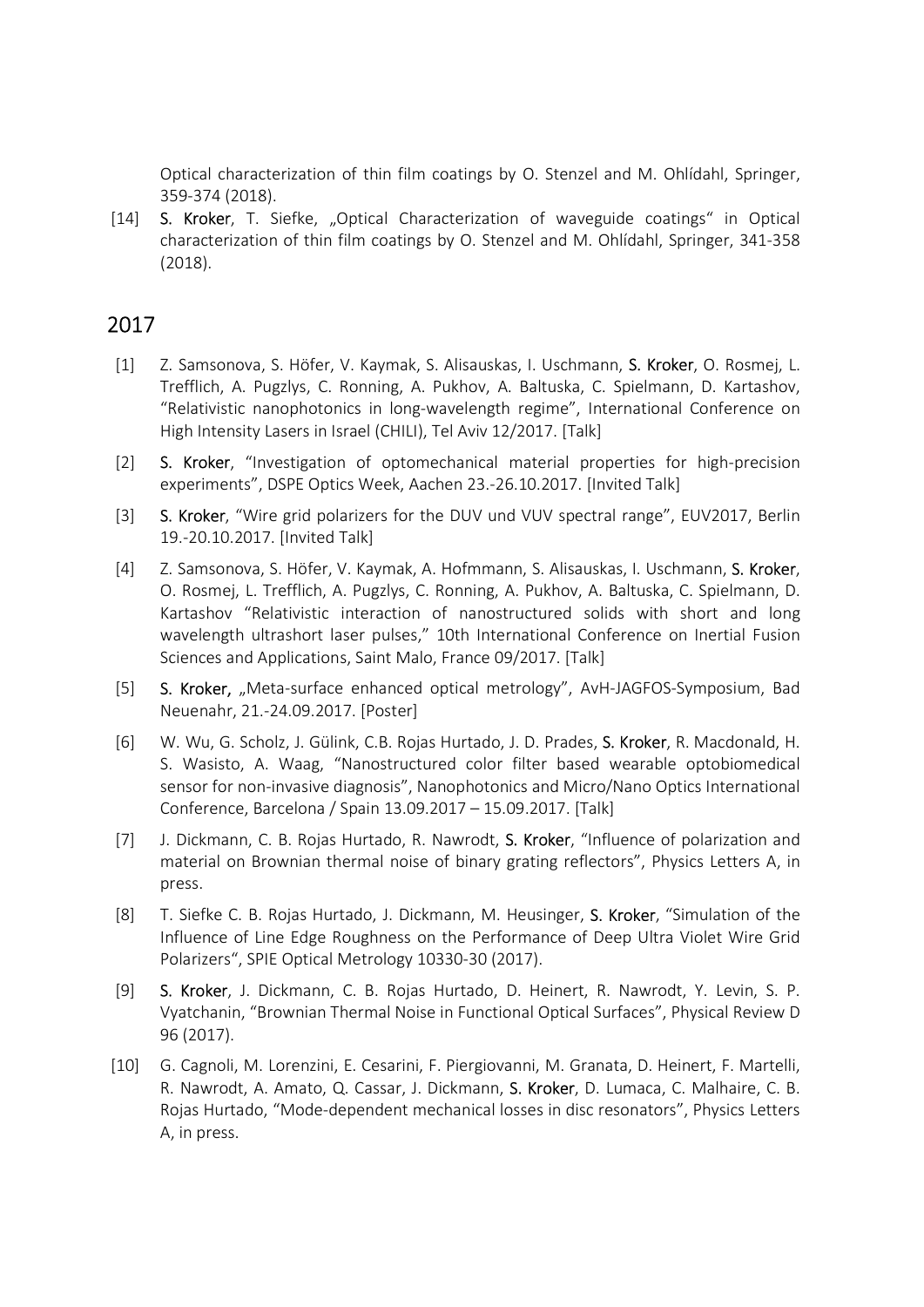Optical characterization of thin film coatings by O. Stenzel and M. Ohlídahl, Springer, 359-374 (2018).

[14] **S. Kroker**, T. Siefke, „Optical Characterization of waveguide coatings" in Optical characterization of thin film coatings by O. Stenzel and M. Ohlídahl, Springer, 341-358 (2018).

## 2017

[1] Z. Samsonova, S. Höfer, V. Kaymak, S. Alisauskas, I. Uschmann, **S. Kroker**, O. Rosmej, L. Trefflich, A. Pugzlys, C. Ronning, A. Pukhov, A. Baltuska, C. Spielmann, D. Kartashov, "Relativistic nanophotonics in long-wavelength regime", International Conference on High Intensity Lasers in Israel (CHILI), Tel Aviv 12/2017. [Talk]

[2] **S. Kroker**, "Investigation of optomechanical material properties for high-precision experiments", DSPE Optics Week, Aachen 23.-26.10.2017. [Invited Talk]

[3] **S. Kroker**, "Wire grid polarizers for the DUV und VUV spectral range", EUV2017, Berlin 19.-20.10.2017. [Invited Talk]

[4] Z. Samsonova, S. Höfer, V. Kaymak, A. Hofmmann, S. Alisauskas, I. Uschmann, **S. Kroker**, O. Rosmej, L. Trefflich, A. Pugzlys, C. Ronning, A. Pukhov, A. Baltuska, C. Spielmann, D. Kartashov "Relativistic interaction of nanostructured solids with short and long wavelength ultrashort laser pulses," 10th International Conference on Inertial Fusion Sciences and Applications, Saint Malo, France 09/2017. [Talk]

[5] **S. Kroker,** „Meta-surface enhanced optical metrology", AvH-JAGFOS-Symposium, Bad Neuenahr, 21.-24.09.2017. [Poster]

[6] W. Wu, G. Scholz, J. Gülink, C.B. Rojas Hurtado, J. D. Prades, **S. Kroker**, R. Macdonald, H. S. Wasisto, A. Waag, "Nanostructured color filter based wearable optobiomedical sensor for non-invasive diagnosis", Nanophotonics and Micro/Nano Optics International Conference, Barcelona / Spain 13.09.2017 – 15.09.2017. [Talk]

[7] J. Dickmann, C. B. Rojas Hurtado, R. Nawrodt, **S. Kroker**, "Influence of polarization and material on Brownian thermal noise of binary grating reflectors", Physics Letters A, in press.

[8] T. Siefke C. B. Rojas Hurtado, J. Dickmann, M. Heusinger, **S. Kroker**, "Simulation of the Influence of Line Edge Roughness on the Performance of Deep Ultra Violet Wire Grid Polarizers", SPIE Optical Metrology 10330-30 (2017).

[9] **S. Kroker**, J. Dickmann, C. B. Rojas Hurtado, D. Heinert, R. Nawrodt, Y. Levin, S. P. Vyatchanin, "Brownian Thermal Noise in Functional Optical Surfaces", Physical Review D 96 (2017).

[10] G. Cagnoli, M. Lorenzini, E. Cesarini, F. Piergiovanni, M. Granata, D. Heinert, F. Martelli, R. Nawrodt, A. Amato, Q. Cassar, J. Dickmann, **S. Kroker**, D. Lumaca, C. Malhaire, C. B. Rojas Hurtado, "Mode-dependent mechanical losses in disc resonators", Physics Letters A, in press.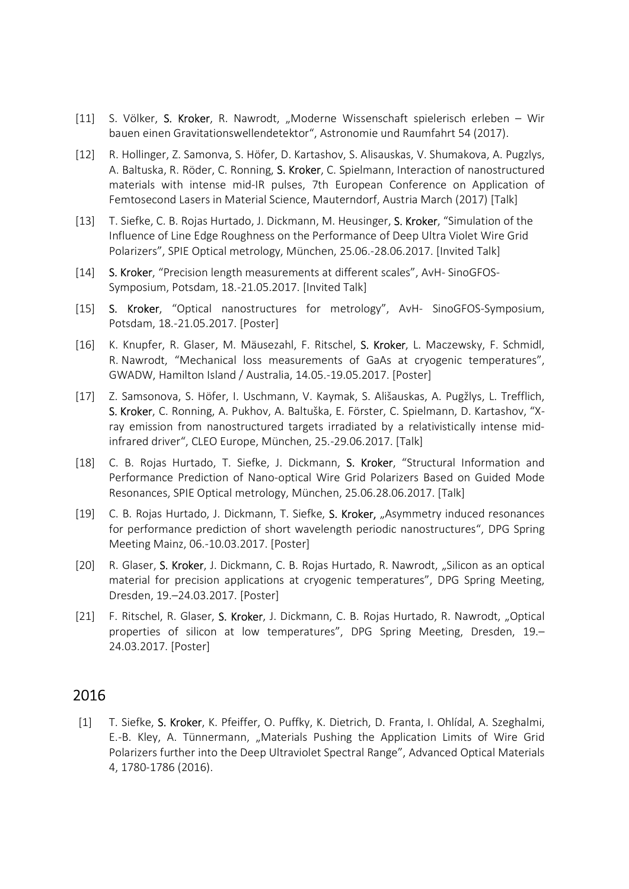[11] S. Völker, **S. Kroker**, R. Nawrodt, „Moderne Wissenschaft spielerisch erleben – Wir bauen einen Gravitationswellendetektor", Astronomie und Raumfahrt 54 (2017).

[12] R. Hollinger, Z. Samonva, S. Höfer, D. Kartashov, S. Alisauskas, V. Shumakova, A. Pugzlys, A. Baltuska, R. Röder, C. Ronning, **S. Kroker**, C. Spielmann, Interaction of nanostructured materials with intense mid-IR pulses, 7th European Conference on Application of Femtosecond Lasers in Material Science, Mauterndorf, Austria March (2017) [Talk]

[13] T. Siefke, C. B. Rojas Hurtado, J. Dickmann, M. Heusinger, **S. Kroker**, "Simulation of the Influence of Line Edge Roughness on the Performance of Deep Ultra Violet Wire Grid Polarizers", SPIE Optical metrology, München, 25.06.-28.06.2017. [Invited Talk]

[14] **S. Kroker**, "Precision length measurements at different scales", AvH- SinoGFOS-Symposium, Potsdam, 18.-21.05.2017. [Invited Talk]

[15] **S. Kroker**, "Optical nanostructures for metrology", AvH- SinoGFOS-Symposium, Potsdam, 18.-21.05.2017. [Poster]

[16] K. Knupfer, R. Glaser, M. Mäusezahl, F. Ritschel, **S. Kroker**, L. Maczewsky, F. Schmidl, R. Nawrodt, "Mechanical loss measurements of GaAs at cryogenic temperatures", GWADW, Hamilton Island / Australia, 14.05.-19.05.2017. [Poster]

[17] Z. Samsonova, S. Höfer, I. Uschmann, V. Kaymak, S. Ališauskas, A. Pugžlys, L. Trefflich, **S. Kroker**, C. Ronning, A. Pukhov, A. Baltuška, E. Förster, C. Spielmann, D. Kartashov, "X-ray emission from nanostructured targets irradiated by a relativistically intense mid-infrared driver", CLEO Europe, München, 25.-29.06.2017. [Talk]

[18] C. B. Rojas Hurtado, T. Siefke, J. Dickmann, **S. Kroker**, "Structural Information and Performance Prediction of Nano-optical Wire Grid Polarizers Based on Guided Mode Resonances, SPIE Optical metrology, München, 25.06.28.06.2017. [Talk]

[19] C. B. Rojas Hurtado, J. Dickmann, T. Siefke, **S. Kroker,** „Asymmetry induced resonances for performance prediction of short wavelength periodic nanostructures", DPG Spring Meeting Mainz, 06.-10.03.2017. [Poster]

[20] R. Glaser, **S. Kroker**, J. Dickmann, C. B. Rojas Hurtado, R. Nawrodt, „Silicon as an optical material for precision applications at cryogenic temperatures", DPG Spring Meeting, Dresden, 19.–24.03.2017. [Poster]

[21] F. Ritschel, R. Glaser, **S. Kroker**, J. Dickmann, C. B. Rojas Hurtado, R. Nawrodt, „Optical properties of silicon at low temperatures", DPG Spring Meeting, Dresden, 19.–24.03.2017. [Poster]

## 2016

[1] T. Siefke, **S. Kroker**, K. Pfeiffer, O. Puffky, K. Dietrich, D. Franta, I. Ohlídal, A. Szeghalmi, E.-B. Kley, A. Tünnermann, „Materials Pushing the Application Limits of Wire Grid Polarizers further into the Deep Ultraviolet Spectral Range", Advanced Optical Materials 4, 1780-1786 (2016).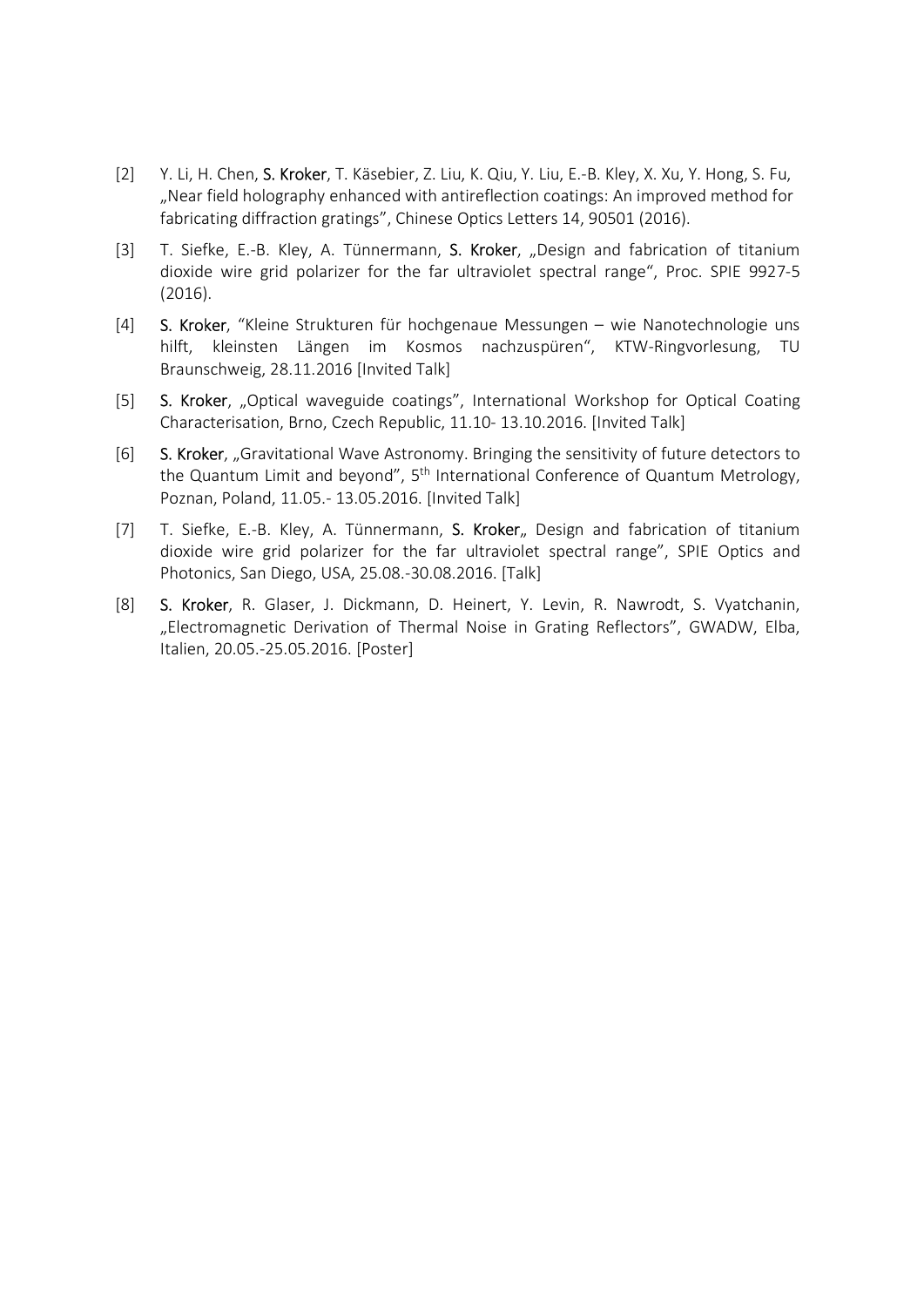[2] Y. Li, H. Chen, **S. Kroker**, T. Käsebier, Z. Liu, K. Qiu, Y. Liu, E.-B. Kley, X. Xu, Y. Hong, S. Fu, „Near field holography enhanced with antireflection coatings: An improved method for fabricating diffraction gratings", Chinese Optics Letters 14, 90501 (2016).

[3] T. Siefke, E.-B. Kley, A. Tünnermann, **S. Kroker**, „Design and fabrication of titanium dioxide wire grid polarizer for the far ultraviolet spectral range", Proc. SPIE 9927-5 (2016).

[4] **S. Kroker**, "Kleine Strukturen für hochgenaue Messungen – wie Nanotechnologie uns hilft, kleinsten Längen im Kosmos nachzuspüren", KTW-Ringvorlesung, TU Braunschweig, 28.11.2016 [Invited Talk]

[5] **S. Kroker**, „Optical waveguide coatings", International Workshop for Optical Coating Characterisation, Brno, Czech Republic, 11.10- 13.10.2016. [Invited Talk]

[6] **S. Kroker**, „Gravitational Wave Astronomy. Bringing the sensitivity of future detectors to the Quantum Limit and beyond", 5th International Conference of Quantum Metrology, Poznan, Poland, 11.05.- 13.05.2016. [Invited Talk]

[7] T. Siefke, E.-B. Kley, A. Tünnermann, **S. Kroker**„ Design and fabrication of titanium dioxide wire grid polarizer for the far ultraviolet spectral range", SPIE Optics and Photonics, San Diego, USA, 25.08.-30.08.2016. [Talk]

[8] **S. Kroker**, R. Glaser, J. Dickmann, D. Heinert, Y. Levin, R. Nawrodt, S. Vyatchanin, „Electromagnetic Derivation of Thermal Noise in Grating Reflectors", GWADW, Elba, Italien, 20.05.-25.05.2016. [Poster]